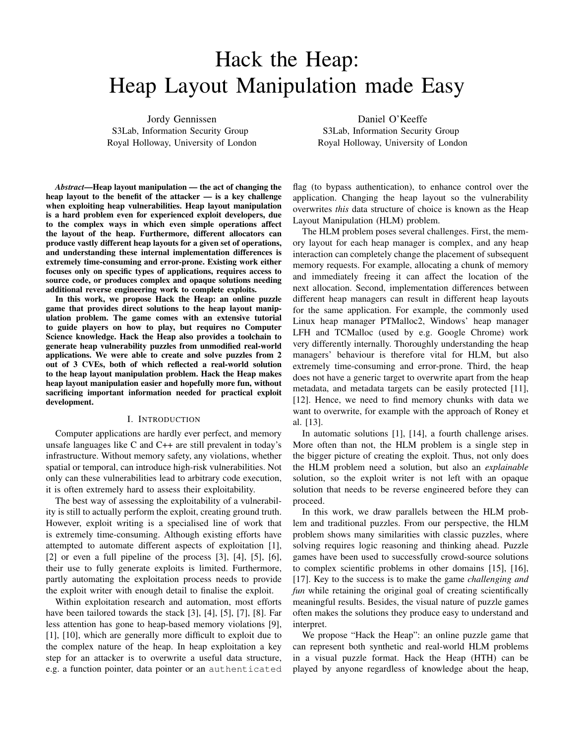# Hack the Heap: Heap Layout Manipulation made Easy

Jordy Gennissen
S3Lab, Information Security Group
Royal Holloway, University of London

Daniel O'Keeffe
S3Lab, Information Security Group
Royal Holloway, University of London

***Abstract*—Heap layout manipulation — the act of changing the heap layout to the benefit of the attacker — is a key challenge when exploiting heap vulnerabilities. Heap layout manipulation is a hard problem even for experienced exploit developers, due to the complex ways in which even simple operations affect the layout of the heap. Furthermore, different allocators can produce vastly different heap layouts for a given set of operations, and understanding these internal implementation differences is extremely time-consuming and error-prone. Existing work either focuses only on specific types of applications, requires access to source code, or produces complex and opaque solutions needing additional reverse engineering work to complete exploits.**

**In this work, we propose Hack the Heap: an online puzzle game that provides direct solutions to the heap layout manipulation problem. The game comes with an extensive tutorial to guide players on how to play, but requires no Computer Science knowledge. Hack the Heap also provides a toolchain to generate heap vulnerability puzzles from unmodified real-world applications. We were able to create and solve puzzles from 2 out of 3 CVEs, both of which reflected a real-world solution to the heap layout manipulation problem. Hack the Heap makes heap layout manipulation easier and hopefully more fun, without sacrificing important information needed for practical exploit development.**

## I. Introduction

Computer applications are hardly ever perfect, and memory unsafe languages like C and C++ are still prevalent in today's infrastructure. Without memory safety, any violations, whether spatial or temporal, can introduce high-risk vulnerabilities. Not only can these vulnerabilities lead to arbitrary code execution, it is often extremely hard to assess their exploitability.

The best way of assessing the exploitability of a vulnerability is still to actually perform the exploit, creating ground truth. However, exploit writing is a specialised line of work that is extremely time-consuming. Although existing efforts have attempted to automate different aspects of exploitation [1], [2] or even a full pipeline of the process [3], [4], [5], [6], their use to fully generate exploits is limited. Furthermore, partly automating the exploitation process needs to provide the exploit writer with enough detail to finalise the exploit.

Within exploitation research and automation, most efforts have been tailored towards the stack [3], [4], [5], [7], [8]. Far less attention has gone to heap-based memory violations [9], [1], [10], which are generally more difficult to exploit due to the complex nature of the heap. In heap exploitation a key step for an attacker is to overwrite a useful data structure, e.g. a function pointer, data pointer or an `authenticated` flag (to bypass authentication), to enhance control over the application. Changing the heap layout so the vulnerability overwrites *this* data structure of choice is known as the Heap Layout Manipulation (HLM) problem.

The HLM problem poses several challenges. First, the memory layout for each heap manager is complex, and any heap interaction can completely change the placement of subsequent memory requests. For example, allocating a chunk of memory and immediately freeing it can affect the location of the next allocation. Second, implementation differences between different heap managers can result in different heap layouts for the same application. For example, the commonly used Linux heap manager PTMalloc2, Windows' heap manager LFH and TCMalloc (used by e.g. Google Chrome) work very differently internally. Thoroughly understanding the heap managers' behaviour is therefore vital for HLM, but also extremely time-consuming and error-prone. Third, the heap does not have a generic target to overwrite apart from the heap metadata, and metadata targets can be easily protected [11], [12]. Hence, we need to find memory chunks with data we want to overwrite, for example with the approach of Roney et al. [13].

In automatic solutions [1], [14], a fourth challenge arises. More often than not, the HLM problem is a single step in the bigger picture of creating the exploit. Thus, not only does the HLM problem need a solution, but also an *explainable* solution, so the exploit writer is not left with an opaque solution that needs to be reverse engineered before they can proceed.

In this work, we draw parallels between the HLM problem and traditional puzzles. From our perspective, the HLM problem shows many similarities with classic puzzles, where solving requires logic reasoning and thinking ahead. Puzzle games have been used to successfully crowd-source solutions to complex scientific problems in other domains [15], [16], [17]. Key to the success is to make the game *challenging and fun* while retaining the original goal of creating scientifically meaningful results. Besides, the visual nature of puzzle games often makes the solutions they produce easy to understand and interpret.

We propose "Hack the Heap": an online puzzle game that can represent both synthetic and real-world HLM problems in a visual puzzle format. Hack the Heap (HTH) can be played by anyone regardless of knowledge about the heap,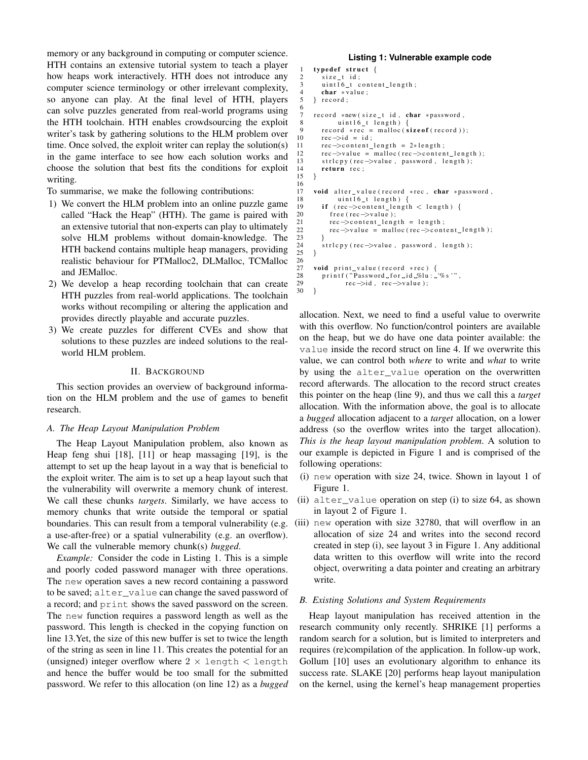memory or any background in computing or computer science. HTH contains an extensive tutorial system to teach a player how heaps work interactively. HTH does not introduce any computer science terminology or other irrelevant complexity, so anyone can play. At the final level of HTH, players can solve puzzles generated from real-world programs using the HTH toolchain. HTH enables crowdsourcing the exploit writer's task by gathering solutions to the HLM problem over time. Once solved, the exploit writer can replay the solution(s) in the game interface to see how each solution works and choose the solution that best fits the conditions for exploit writing.

To summarise, we make the following contributions:

1) We convert the HLM problem into an online puzzle game called "Hack the Heap" (HTH). The game is paired with an extensive tutorial that non-experts can play to ultimately solve HLM problems without domain-knowledge. The HTH backend contains multiple heap managers, providing realistic behaviour for PTMalloc2, DLMalloc, TCMalloc and JEMalloc.
2) We develop a heap recording toolchain that can create HTH puzzles from real-world applications. The toolchain works without recompiling or altering the application and provides directly playable and accurate puzzles.
3) We create puzzles for different CVEs and show that solutions to these puzzles are indeed solutions to the real-world HLM problem.

## II. Background

This section provides an overview of background information on the HLM problem and the use of games to benefit research.

### A. The Heap Layout Manipulation Problem

The Heap Layout Manipulation problem, also known as Heap feng shui [18], [11] or heap massaging [19], is the attempt to set up the heap layout in a way that is beneficial to the exploit writer. The aim is to set up a heap layout such that the vulnerability will overwrite a memory chunk of interest. We call these chunks *targets*. Similarly, we have access to memory chunks that write outside the temporal or spatial boundaries. This can result from a temporal vulnerability (e.g. a use-after-free) or a spatial vulnerability (e.g. an overflow). We call the vulnerable memory chunk(s) *bugged*.

*Example:* Consider the code in Listing 1. This is a simple and poorly coded password manager with three operations. The `new` operation saves a new record containing a password to be saved; `alter_value` can change the saved password of a record; and `print` shows the saved password on the screen. The `new` function requires a password length as well as the password. This length is checked in the copying function on line 13.Yet, the size of this new buffer is set to twice the length of the string as seen in line 11. This creates the potential for an (unsigned) integer overflow where $2 \times$ `length` < `length` and hence the buffer would be too small for the submitted password. We refer to this allocation (on line 12) as a *bugged* allocation. Next, we need to find a useful value to overwrite with this overflow. No function/control pointers are available on the heap, but we do have one data pointer available: the `value` inside the record struct on line 4. If we overwrite this value, we can control both *where* to write and *what* to write by using the `alter_value` operation on the overwritten record afterwards. The allocation to the record struct creates this pointer on the heap (line 9), and thus we call this a *target* allocation. With the information above, the goal is to allocate a *bugged* allocation adjacent to a *target* allocation, on a lower address (so the overflow writes into the target allocation). *This is the heap layout manipulation problem.* A solution to our example is depicted in Figure 1 and is comprised of the following operations:

(i) `new` operation with size 24, twice. Shown in layout 1 of Figure 1.
(ii) `alter_value` operation on step (i) to size 64, as shown in layout 2 of Figure 1.
(iii) `new` operation with size 32780, that will overflow in an allocation of size 24 and writes into the second record created in step (i), see layout 3 in Figure 1. Any additional data written to this overflow will write into the record object, overwriting a data pointer and creating an arbitrary write.

**Listing 1: Vulnerable example code**

```
1  typedef struct {
2    size_t id;
3    uint16_t content_length;
4    char *value;
5  } record;
6
7  record *new(size_t id, char *password,
8         uint16_t length) {
9    record *rec = malloc(sizeof(record));
10   rec->id = id;
11   rec->content_length = 2*length;
12   rec->value = malloc(rec->content_length);
13   strlcpy(rec->value, password, length);
14   return rec;
15 }
16
17 void alter_value(record *rec, char *password,
18         uint16_t length) {
19   if (rec->content_length < length) {
20     free(rec->value);
21     rec->content_length = length;
22     rec->value = malloc(rec->content_length);
23   }
24   strlcpy(rec->value, password, length);
25 }
26
27 void print_value(record *rec) {
28   printf("Password for id %lu: '%s'",
29          rec->id, rec->value);
30 }
```

### B. Existing Solutions and System Requirements

Heap layout manipulation has received attention in the research community only recently. SHRIKE [1] performs a random search for a solution, but is limited to interpreters and requires (re)compilation of the application. In follow-up work, Gollum [10] uses an evolutionary algorithm to enhance its success rate. SLAKE [20] performs heap layout manipulation on the kernel, using the kernel's heap management properties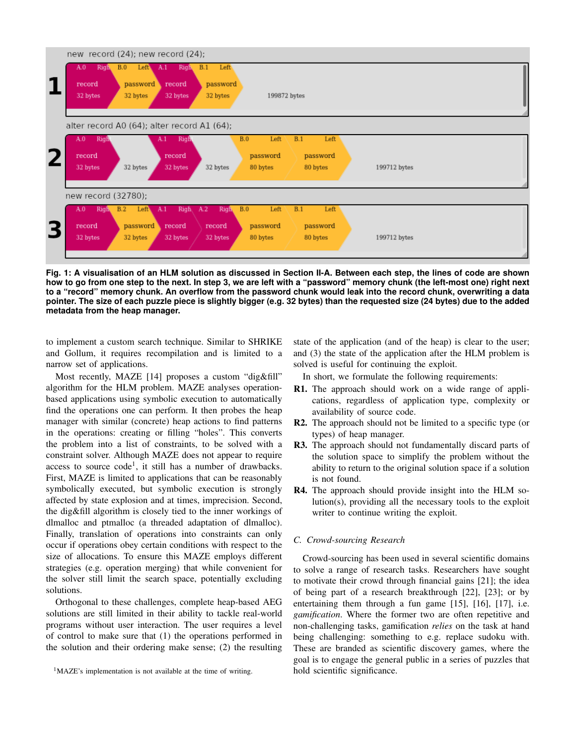Fig. 1: A visualisation of an HLM solution as discussed in Section II-A. Between each step, the lines of code are shown how to go from one step to the next. In step 3, we are left with a "password" memory chunk (the left-most one) right next to a "record" memory chunk. An overflow from the password chunk would leak into the record chunk, overwriting a data pointer. The size of each puzzle piece is slightly bigger (e.g. 32 bytes) than the requested size (24 bytes) due to the added metadata from the heap manager.

to implement a custom search technique. Similar to SHRIKE and Gollum, it requires recompilation and is limited to a narrow set of applications.

Most recently, MAZE [14] proposes a custom "dig&fill" algorithm for the HLM problem. MAZE analyses operation-based applications using symbolic execution to automatically find the operations one can perform. It then probes the heap manager with similar (concrete) heap actions to find patterns in the operations: creating or filling "holes". This converts the problem into a list of constraints, to be solved with a constraint solver. Although MAZE does not appear to require access to source code[1], it still has a number of drawbacks. First, MAZE is limited to applications that can be reasonably symbolically executed, but symbolic execution is strongly affected by state explosion and at times, imprecision. Second, the dig&fill algorithm is closely tied to the inner workings of dlmalloc and ptmalloc (a threaded adaptation of dlmalloc). Finally, translation of operations into constraints can only occur if operations obey certain conditions with respect to the size of allocations. To ensure this MAZE employs different strategies (e.g. operation merging) that while convenient for the solver still limit the search space, potentially excluding solutions.

Orthogonal to these challenges, complete heap-based AEG solutions are still limited in their ability to tackle real-world programs without user interaction. The user requires a level of control to make sure that (1) the operations performed in the solution and their ordering make sense; (2) the resulting state of the application (and of the heap) is clear to the user; and (3) the state of the application after the HLM problem is solved is useful for continuing the exploit.

In short, we formulate the following requirements:

- **R1.** The approach should work on a wide range of applications, regardless of application type, complexity or availability of source code.
- **R2.** The approach should not be limited to a specific type (or types) of heap manager.
- **R3.** The approach should not fundamentally discard parts of the solution space to simplify the problem without the ability to return to the original solution space if a solution is not found.
- **R4.** The approach should provide insight into the HLM solution(s), providing all the necessary tools to the exploit writer to continue writing the exploit.

### C. Crowd-sourcing Research

Crowd-sourcing has been used in several scientific domains to solve a range of research tasks. Researchers have sought to motivate their crowd through financial gains [21]; the idea of being part of a research breakthrough [22], [23]; or by entertaining them through a fun game [15], [16], [17], i.e. *gamification*. Where the former two are often repetitive and non-challenging tasks, gamification *relies* on the task at hand being challenging: something to e.g. replace sudoku with. These are branded as scientific discovery games, where the goal is to engage the general public in a series of puzzles that hold scientific significance.

[1]MAZE's implementation is not available at the time of writing.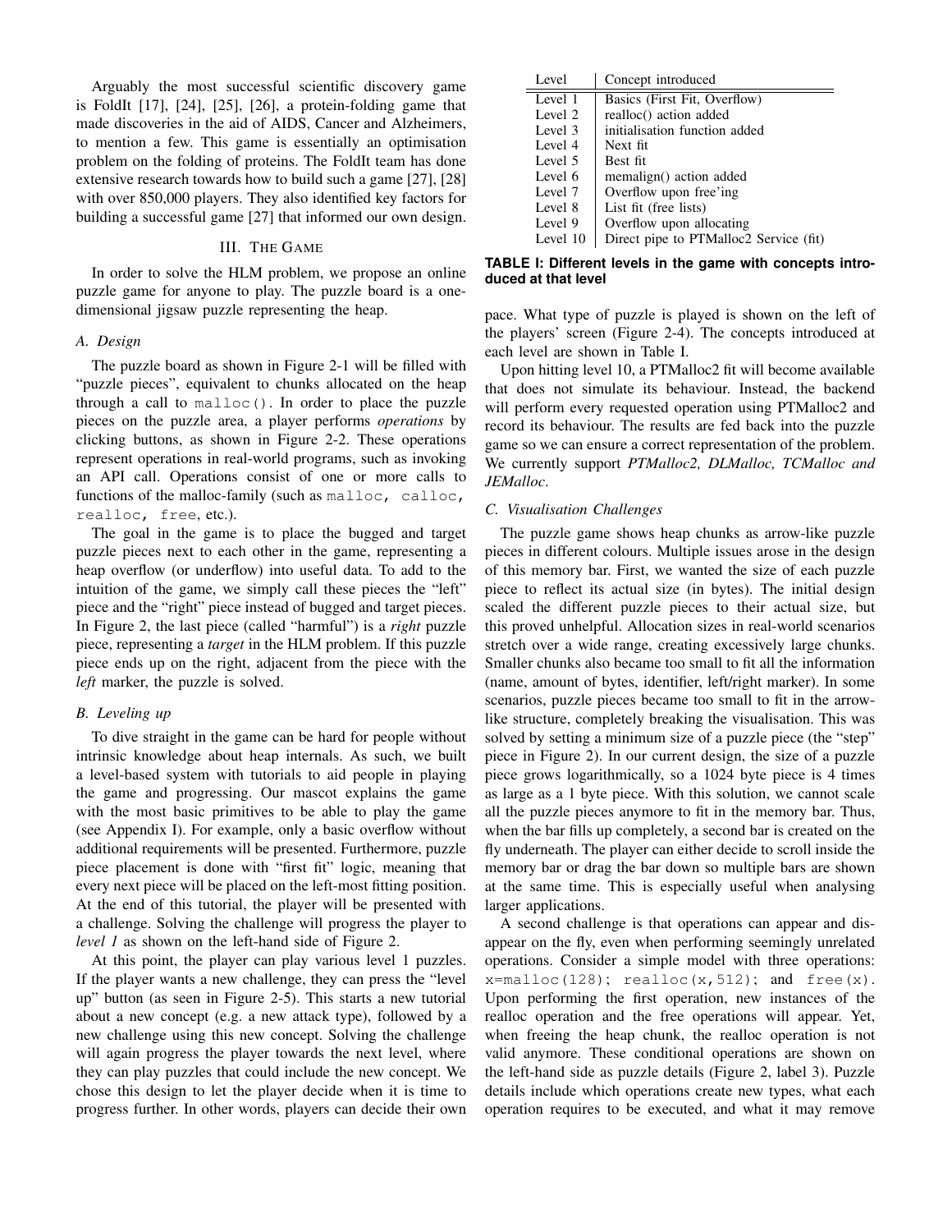Arguably the most successful scientific discovery game is FoldIt [17], [24], [25], [26], a protein-folding game that made discoveries in the aid of AIDS, Cancer and Alzheimers, to mention a few. This game is essentially an optimisation problem on the folding of proteins. The FoldIt team has done extensive research towards how to build such a game [27], [28] with over 850,000 players. They also identified key factors for building a successful game [27] that informed our own design.

## III. The Game

In order to solve the HLM problem, we propose an online puzzle game for anyone to play. The puzzle board is a one-dimensional jigsaw puzzle representing the heap.

### A. Design

The puzzle board as shown in Figure 2-1 will be filled with "puzzle pieces", equivalent to chunks allocated on the heap through a call to `malloc()`. In order to place the puzzle pieces on the puzzle area, a player performs *operations* by clicking buttons, as shown in Figure 2-2. These operations represent operations in real-world programs, such as invoking an API call. Operations consist of one or more calls to functions of the malloc-family (such as `malloc`, `calloc`, `realloc`, `free`, etc.).

The goal in the game is to place the bugged and target puzzle pieces next to each other in the game, representing a heap overflow (or underflow) into useful data. To add to the intuition of the game, we simply call these pieces the "left" piece and the "right" piece instead of bugged and target pieces. In Figure 2, the last piece (called "harmful") is a *right* puzzle piece, representing a *target* in the HLM problem. If this puzzle piece ends up on the right, adjacent from the piece with the *left* marker, the puzzle is solved.

### B. Leveling up

To dive straight in the game can be hard for people without intrinsic knowledge about heap internals. As such, we built a level-based system with tutorials to aid people in playing the game and progressing. Our mascot explains the game with the most basic primitives to be able to play the game (see Appendix I). For example, only a basic overflow without additional requirements will be presented. Furthermore, puzzle piece placement is done with "first fit" logic, meaning that every next piece will be placed on the left-most fitting position. At the end of this tutorial, the player will be presented with a challenge. Solving the challenge will progress the player to *level 1* as shown on the left-hand side of Figure 2.

At this point, the player can play various level 1 puzzles. If the player wants a new challenge, they can press the "level up" button (as seen in Figure 2-5). This starts a new tutorial about a new concept (e.g. a new attack type), followed by a new challenge using this new concept. Solving the challenge will again progress the player towards the next level, where they can play puzzles that could include the new concept. We chose this design to let the player decide when it is time to progress further. In other words, players can decide their own pace. What type of puzzle is played is shown on the left of the players' screen (Figure 2-4). The concepts introduced at each level are shown in Table I.

| Level | Concept introduced |
|---|---|
| Level 1 | Basics (First Fit, Overflow) |
| Level 2 | realloc() action added |
| Level 3 | initialisation function added |
| Level 4 | Next fit |
| Level 5 | Best fit |
| Level 6 | memalign() action added |
| Level 7 | Overflow upon free'ing |
| Level 8 | List fit (free lists) |
| Level 9 | Overflow upon allocating |
| Level 10 | Direct pipe to PTMalloc2 Service (fit) |

**TABLE I: Different levels in the game with concepts introduced at that level**

Upon hitting level 10, a PTMalloc2 fit will become available that does not simulate its behaviour. Instead, the backend will perform every requested operation using PTMalloc2 and record its behaviour. The results are fed back into the puzzle game so we can ensure a correct representation of the problem. We currently support *PTMalloc2, DLMalloc, TCMalloc and JEMalloc*.

### C. Visualisation Challenges

The puzzle game shows heap chunks as arrow-like puzzle pieces in different colours. Multiple issues arose in the design of this memory bar. First, we wanted the size of each puzzle piece to reflect its actual size (in bytes). The initial design scaled the different puzzle pieces to their actual size, but this proved unhelpful. Allocation sizes in real-world scenarios stretch over a wide range, creating excessively large chunks. Smaller chunks also became too small to fit all the information (name, amount of bytes, identifier, left/right marker). In some scenarios, puzzle pieces became too small to fit in the arrow-like structure, completely breaking the visualisation. This was solved by setting a minimum size of a puzzle piece (the "step" piece in Figure 2). In our current design, the size of a puzzle piece grows logarithmically, so a 1024 byte piece is 4 times as large as a 1 byte piece. With this solution, we cannot scale all the puzzle pieces anymore to fit in the memory bar. Thus, when the bar fills up completely, a second bar is created on the fly underneath. The player can either decide to scroll inside the memory bar or drag the bar down so multiple bars are shown at the same time. This is especially useful when analysing larger applications.

A second challenge is that operations can appear and disappear on the fly, even when performing seemingly unrelated operations. Consider a simple model with three operations: `x=malloc(128); realloc(x,512);` and `free(x)`. Upon performing the first operation, new instances of the realloc operation and the free operations will appear. Yet, when freeing the heap chunk, the realloc operation is not valid anymore. These conditional operations are shown on the left-hand side as puzzle details (Figure 2, label 3). Puzzle details include which operations create new types, what each operation requires to be executed, and what it may remove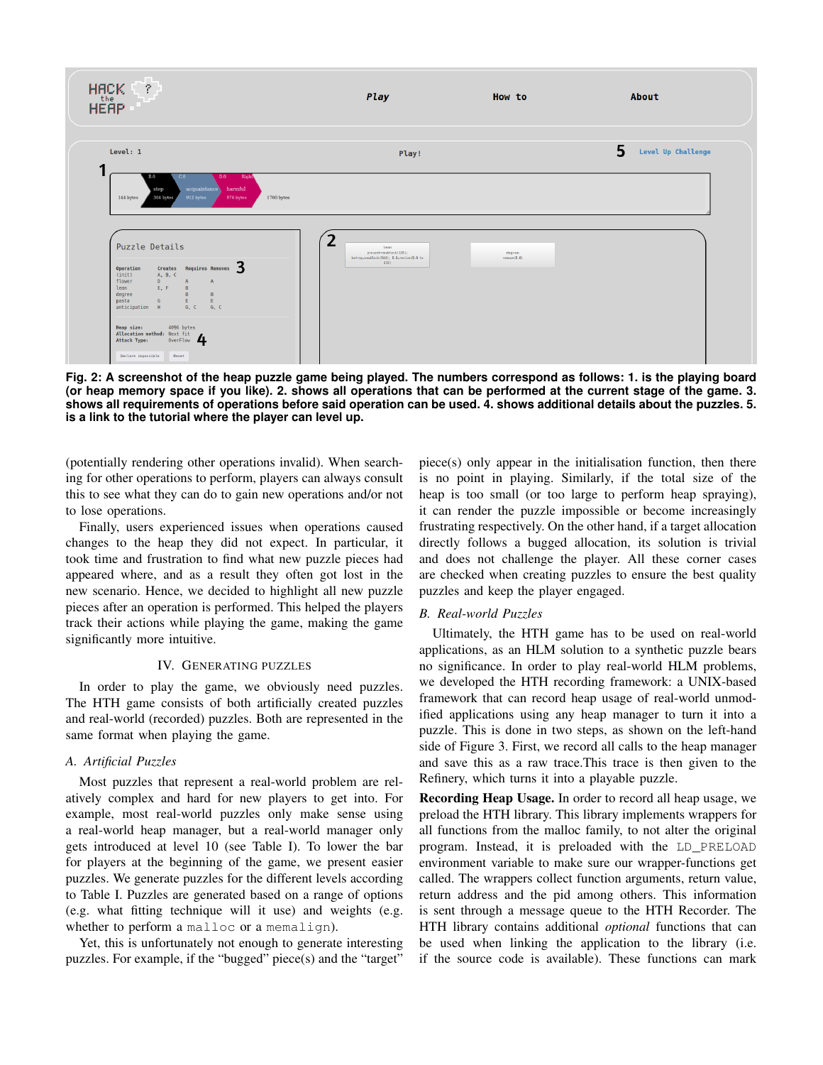Fig. 2: A screenshot of the heap puzzle game being played. The numbers correspond as follows: 1. is the playing board (or heap memory space if you like). 2. shows all operations that can be performed at the current stage of the game. 3. shows all requirements of operations before said operation can be used. 4. shows additional details about the puzzles. 5. is a link to the tutorial where the player can level up.

(potentially rendering other operations invalid). When searching for other operations to perform, players can always consult this to see what they can do to gain new operations and/or not to lose operations.

Finally, users experienced issues when operations caused changes to the heap they did not expect. In particular, it took time and frustration to find what new puzzle pieces had appeared where, and as a result they often got lost in the new scenario. Hence, we decided to highlight all new puzzle pieces after an operation is performed. This helped the players track their actions while playing the game, making the game significantly more intuitive.

## IV. Generating Puzzles

In order to play the game, we obviously need puzzles. The HTH game consists of both artificially created puzzles and real-world (recorded) puzzles. Both are represented in the same format when playing the game.

### A. Artificial Puzzles

Most puzzles that represent a real-world problem are relatively complex and hard for new players to get into. For example, most real-world puzzles only make sense using a real-world heap manager, but a real-world manager only gets introduced at level 10 (see Table I). To lower the bar for players at the beginning of the game, we present easier puzzles. We generate puzzles for the different levels according to Table I. Puzzles are generated based on a range of options (e.g. what fitting technique will it use) and weights (e.g. whether to perform a `malloc` or a `memalign`).

Yet, this is unfortunately not enough to generate interesting puzzles. For example, if the "bugged" piece(s) and the "target" piece(s) only appear in the initialisation function, then there is no point in playing. Similarly, if the total size of the heap is too small (or too large to perform heap spraying), it can render the puzzle impossible or become increasingly frustrating respectively. On the other hand, if a target allocation directly follows a bugged allocation, its solution is trivial and does not challenge the player. All these corner cases are checked when creating puzzles to ensure the best quality puzzles and keep the player engaged.

### B. Real-world Puzzles

Ultimately, the HTH game has to be used on real-world applications, as an HLM solution to a synthetic puzzle bears no significance. In order to play real-world HLM problems, we developed the HTH recording framework: a UNIX-based framework that can record heap usage of real-world unmodified applications using any heap manager to turn it into a puzzle. This is done in two steps, as shown on the left-hand side of Figure 3. First, we record all calls to the heap manager and save this as a raw trace.This trace is then given to the Refinery, which turns it into a playable puzzle.

**Recording Heap Usage.** In order to record all heap usage, we preload the HTH library. This library implements wrappers for all functions from the malloc family, to not alter the original program. Instead, it is preloaded with the `LD_PRELOAD` environment variable to make sure our wrapper-functions get called. The wrappers collect function arguments, return value, return address and the pid among others. This information is sent through a message queue to the HTH Recorder. The HTH library contains additional *optional* functions that can be used when linking the application to the library (i.e. if the source code is available). These functions can mark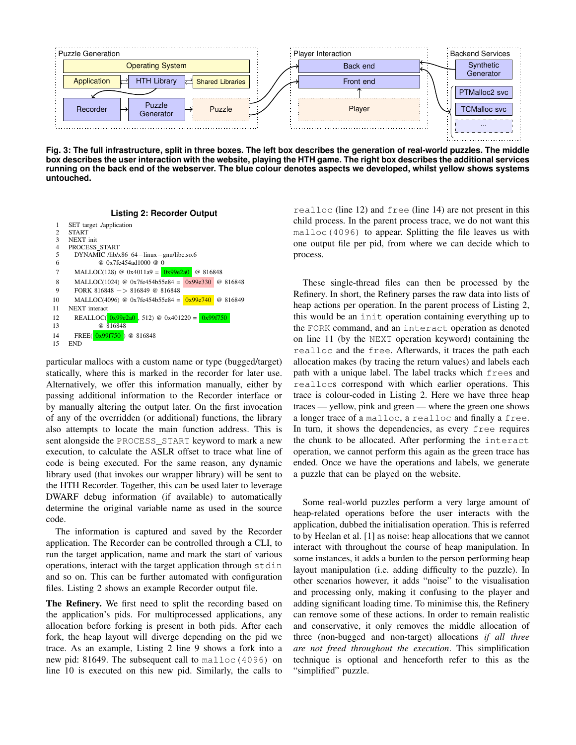Fig. 3: The full infrastructure, split in three boxes. The left box describes the generation of real-world puzzles. The middle box describes the user interaction with the website, playing the HTH game. The right box describes the additional services running on the back end of the webserver. The blue colour denotes aspects we developed, whilst yellow shows systems untouched.

**Listing 2: Recorder Output**

```
1   SET target ./application
2   START
3   NEXT init
4   PROCESS_START
5     DYNAMIC /lib/x86_64-linux-gnu/libc.so.6
6           @ 0x7fe454ad1000 @ 0
7     MALLOC(128) @ 0x4011a9 = 0x99e2a0 @ 816848
8     MALLOC(1024) @ 0x7fe454b55e84 = 0x99e330 @ 816848
9     FORK 816848 -> 816849 @ 816848
10    MALLOC(4096) @ 0x7fe454b55e84 = 0x99e740 @ 816849
11  NEXT interact
12    REALLOC(0x99e2a0, 512) @ 0x401220 = 0x99f750
13          @ 816848
14    FREE(0x99f750) @ 816848
15  END
```

particular mallocs with a custom name or type (bugged/target) statically, where this is marked in the recorder for later use. Alternatively, we offer this information manually, either by passing additional information to the Recorder interface or by manually altering the output later. On the first invocation of any of the overridden (or additional) functions, the library also attempts to locate the main function address. This is sent alongside the `PROCESS_START` keyword to mark a new execution, to calculate the ASLR offset to trace what line of code is being executed. For the same reason, any dynamic library used (that invokes our wrapper library) will be sent to the HTH Recorder. Together, this can be used later to leverage DWARF debug information (if available) to automatically determine the original variable name as used in the source code.

The information is captured and saved by the Recorder application. The Recorder can be controlled through a CLI, to run the target application, name and mark the start of various operations, interact with the target application through `stdin` and so on. This can be further automated with configuration files. Listing 2 shows an example Recorder output file.

**The Refinery.** We first need to split the recording based on the application's pids. For multiprocessed applications, any allocation before forking is present in both pids. After each fork, the heap layout will diverge depending on the pid we trace. As an example, Listing 2 line 9 shows a fork into a new pid: 81649. The subsequent call to `malloc(4096)` on line 10 is executed on this new pid. Similarly, the calls to `realloc` (line 12) and `free` (line 14) are not present in this child process. In the parent process trace, we do not want this `malloc(4096)` to appear. Splitting the file leaves us with one output file per pid, from where we can decide which to process.

These single-thread files can then be processed by the Refinery. In short, the Refinery parses the raw data into lists of heap actions per operation. In the parent process of Listing 2, this would be an `init` operation containing everything up to the `FORK` command, and an `interact` operation as denoted on line 11 (by the `NEXT` operation keyword) containing the `realloc` and the `free`. Afterwards, it traces the path each allocation makes (by tracing the return values) and labels each path with a unique label. The label tracks which `free`s and `realloc`s correspond with which earlier operations. This trace is colour-coded in Listing 2. Here we have three heap traces — yellow, pink and green — where the green one shows a longer trace of a `malloc`, a `realloc` and finally a `free`. In turn, it shows the dependencies, as every `free` requires the chunk to be allocated. After performing the `interact` operation, we cannot perform this again as the green trace has ended. Once we have the operations and labels, we generate a puzzle that can be played on the website.

Some real-world puzzles perform a very large amount of heap-related operations before the user interacts with the application, dubbed the initialisation operation. This is referred to by Heelan et al. [1] as noise: heap allocations that we cannot interact with throughout the course of heap manipulation. In some instances, it adds a burden to the person performing heap layout manipulation (i.e. adding difficulty to the puzzle). In other scenarios however, it adds "noise" to the visualisation and processing only, making it confusing to the player and adding significant loading time. To minimise this, the Refinery can remove some of these actions. In order to remain realistic and conservative, it only removes the middle allocation of three (non-bugged and non-target) allocations *if all three are not freed throughout the execution*. This simplification technique is optional and henceforth refer to this as the "simplified" puzzle.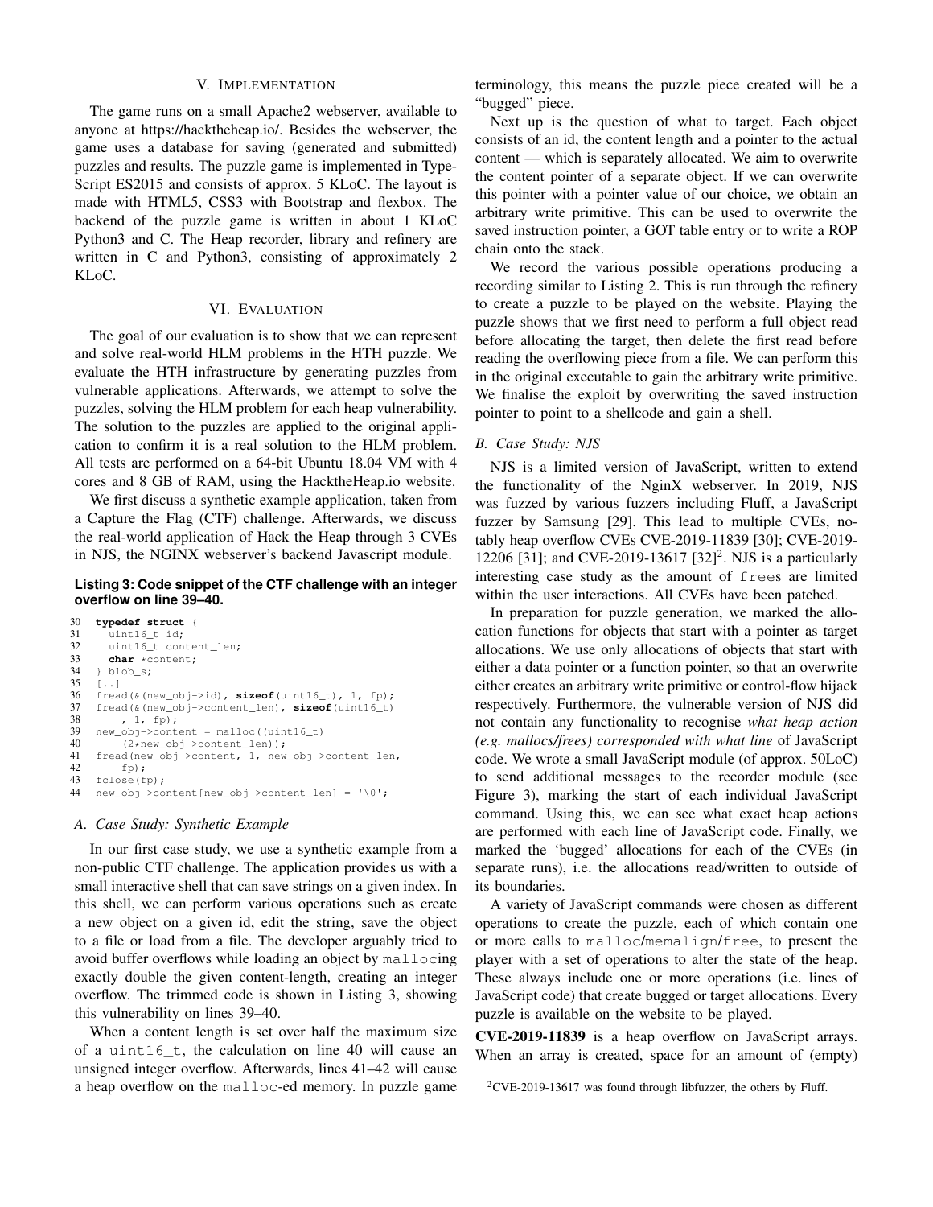## V. Implementation

The game runs on a small Apache2 webserver, available to anyone at https://hacktheheap.io/. Besides the webserver, the game uses a database for saving (generated and submitted) puzzles and results. The puzzle game is implemented in TypeScript ES2015 and consists of approx. 5 KLoC. The layout is made with HTML5, CSS3 with Bootstrap and flexbox. The backend of the puzzle game is written in about 1 KLoC Python3 and C. The Heap recorder, library and refinery are written in C and Python3, consisting of approximately 2 KLoC.

## VI. Evaluation

The goal of our evaluation is to show that we can represent and solve real-world HLM problems in the HTH puzzle. We evaluate the HTH infrastructure by generating puzzles from vulnerable applications. Afterwards, we attempt to solve the puzzles, solving the HLM problem for each heap vulnerability. The solution to the puzzles are applied to the original application to confirm it is a real solution to the HLM problem. All tests are performed on a 64-bit Ubuntu 18.04 VM with 4 cores and 8 GB of RAM, using the HacktheHeap.io website.

We first discuss a synthetic example application, taken from a Capture the Flag (CTF) challenge. Afterwards, we discuss the real-world application of Hack the Heap through 3 CVEs in NJS, the NGINX webserver's backend Javascript module.

**Listing 3: Code snippet of the CTF challenge with an integer overflow on line 39–40.**

```
30  typedef struct {
31    uint16_t id;
32    uint16_t content_len;
33    char *content;
34  } blob_s;
35  [..]
36  fread(&(new_obj->id), sizeof(uint16_t), 1, fp);
37  fread(&(new_obj->content_len), sizeof(uint16_t)
38      , 1, fp);
39  new_obj->content = malloc((uint16_t)
40      (2*new_obj->content_len));
41  fread(new_obj->content, 1, new_obj->content_len,
42      fp);
43  fclose(fp);
44  new_obj->content[new_obj->content_len] = '\0';
```

### A. Case Study: Synthetic Example

In our first case study, we use a synthetic example from a non-public CTF challenge. The application provides us with a small interactive shell that can save strings on a given index. In this shell, we can perform various operations such as create a new object on a given id, edit the string, save the object to a file or load from a file. The developer arguably tried to avoid buffer overflows while loading an object by mallocing exactly double the given content-length, creating an integer overflow. The trimmed code is shown in Listing 3, showing this vulnerability on lines 39–40.

When a content length is set over half the maximum size of a uint16_t, the calculation on line 40 will cause an unsigned integer overflow. Afterwards, lines 41–42 will cause a heap overflow on the malloc-ed memory. In puzzle game terminology, this means the puzzle piece created will be a "bugged" piece.

Next up is the question of what to target. Each object consists of an id, the content length and a pointer to the actual content — which is separately allocated. We aim to overwrite the content pointer of a separate object. If we can overwrite this pointer with a pointer value of our choice, we obtain an arbitrary write primitive. This can be used to overwrite the saved instruction pointer, a GOT table entry or to write a ROP chain onto the stack.

We record the various possible operations producing a recording similar to Listing 2. This is run through the refinery to create a puzzle to be played on the website. Playing the puzzle shows that we first need to perform a full object read before allocating the target, then delete the first read before reading the overflowing piece from a file. We can perform this in the original executable to gain the arbitrary write primitive. We finalise the exploit by overwriting the saved instruction pointer to point to a shellcode and gain a shell.

### B. Case Study: NJS

NJS is a limited version of JavaScript, written to extend the functionality of the NginX webserver. In 2019, NJS was fuzzed by various fuzzers including Fluff, a JavaScript fuzzer by Samsung [29]. This lead to multiple CVEs, notably heap overflow CVEs CVE-2019-11839 [30]; CVE-2019-12206 [31]; and CVE-2019-13617 [32][2]. NJS is a particularly interesting case study as the amount of frees are limited within the user interactions. All CVEs have been patched.

In preparation for puzzle generation, we marked the allocation functions for objects that start with a pointer as target allocations. We use only allocations of objects that start with either a data pointer or a function pointer, so that an overwrite either creates an arbitrary write primitive or control-flow hijack respectively. Furthermore, the vulnerable version of NJS did not contain any functionality to recognise *what heap action (e.g. mallocs/frees) corresponded with what line* of JavaScript code. We wrote a small JavaScript module (of approx. 50LoC) to send additional messages to the recorder module (see Figure 3), marking the start of each individual JavaScript command. Using this, we can see what exact heap actions are performed with each line of JavaScript code. Finally, we marked the 'bugged' allocations for each of the CVEs (in separate runs), i.e. the allocations read/written to outside of its boundaries.

A variety of JavaScript commands were chosen as different operations to create the puzzle, each of which contain one or more calls to malloc/memalign/free, to present the player with a set of operations to alter the state of the heap. These always include one or more operations (i.e. lines of JavaScript code) that create bugged or target allocations. Every puzzle is available on the website to be played.

**CVE-2019-11839** is a heap overflow on JavaScript arrays. When an array is created, space for an amount of (empty)

[2]CVE-2019-13617 was found through libfuzzer, the others by Fluff.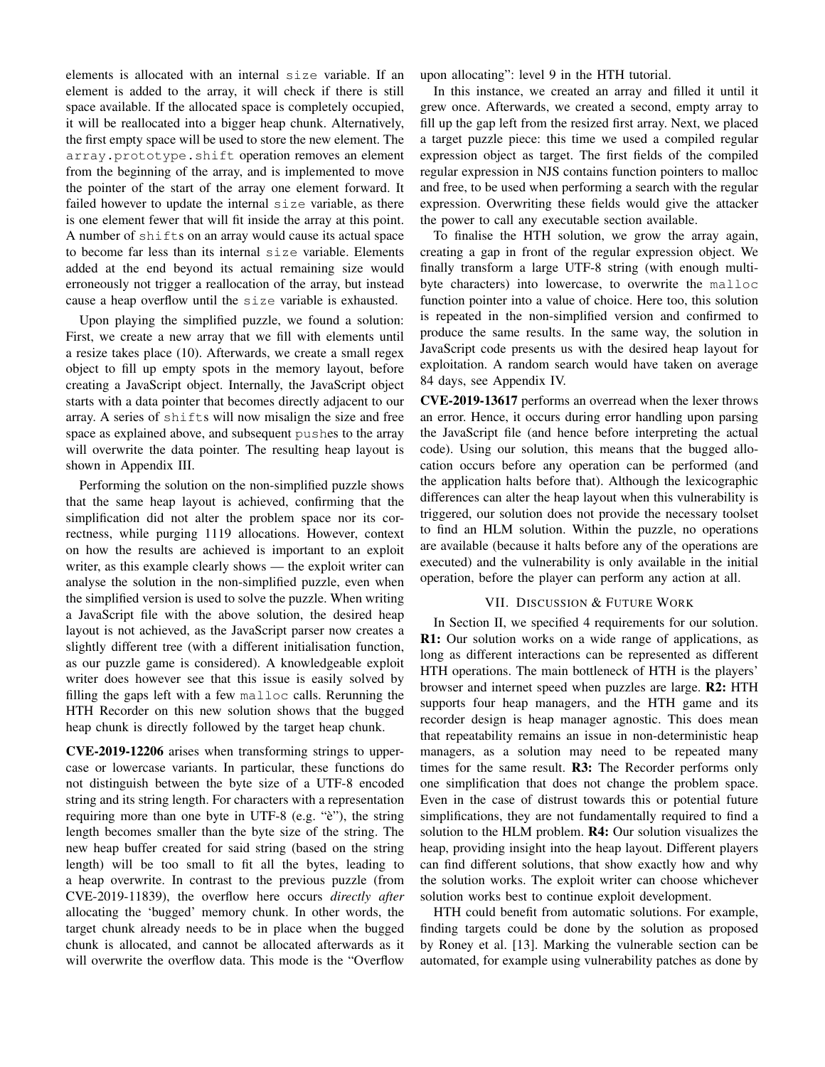elements is allocated with an internal `size` variable. If an element is added to the array, it will check if there is still space available. If the allocated space is completely occupied, it will be reallocated into a bigger heap chunk. Alternatively, the first empty space will be used to store the new element. The `array.prototype.shift` operation removes an element from the beginning of the array, and is implemented to move the pointer of the start of the array one element forward. It failed however to update the internal `size` variable, as there is one element fewer that will fit inside the array at this point. A number of `shift`s on an array would cause its actual space to become far less than its internal `size` variable. Elements added at the end beyond its actual remaining size would erroneously not trigger a reallocation of the array, but instead cause a heap overflow until the `size` variable is exhausted.

Upon playing the simplified puzzle, we found a solution: First, we create a new array that we fill with elements until a resize takes place (10). Afterwards, we create a small regex object to fill up empty spots in the memory layout, before creating a JavaScript object. Internally, the JavaScript object starts with a data pointer that becomes directly adjacent to our array. A series of `shift`s will now misalign the size and free space as explained above, and subsequent `push`es to the array will overwrite the data pointer. The resulting heap layout is shown in Appendix III.

Performing the solution on the non-simplified puzzle shows that the same heap layout is achieved, confirming that the simplification did not alter the problem space nor its correctness, while purging 1119 allocations. However, context on how the results are achieved is important to an exploit writer, as this example clearly shows — the exploit writer can analyse the solution in the non-simplified puzzle, even when the simplified version is used to solve the puzzle. When writing a JavaScript file with the above solution, the desired heap layout is not achieved, as the JavaScript parser now creates a slightly different tree (with a different initialisation function, as our puzzle game is considered). A knowledgeable exploit writer does however see that this issue is easily solved by filling the gaps left with a few `malloc` calls. Rerunning the HTH Recorder on this new solution shows that the bugged heap chunk is directly followed by the target heap chunk.

**CVE-2019-12206** arises when transforming strings to uppercase or lowercase variants. In particular, these functions do not distinguish between the byte size of a UTF-8 encoded string and its string length. For characters with a representation requiring more than one byte in UTF-8 (e.g. "è"), the string length becomes smaller than the byte size of the string. The new heap buffer created for said string (based on the string length) will be too small to fit all the bytes, leading to a heap overwrite. In contrast to the previous puzzle (from CVE-2019-11839), the overflow here occurs *directly after* allocating the 'bugged' memory chunk. In other words, the target chunk already needs to be in place when the bugged chunk is allocated, and cannot be allocated afterwards as it will overwrite the overflow data. This mode is the "Overflow upon allocating": level 9 in the HTH tutorial.

In this instance, we created an array and filled it until it grew once. Afterwards, we created a second, empty array to fill up the gap left from the resized first array. Next, we placed a target puzzle piece: this time we used a compiled regular expression object as target. The first fields of the compiled regular expression in NJS contains function pointers to malloc and free, to be used when performing a search with the regular expression. Overwriting these fields would give the attacker the power to call any executable section available.

To finalise the HTH solution, we grow the array again, creating a gap in front of the regular expression object. We finally transform a large UTF-8 string (with enough multi-byte characters) into lowercase, to overwrite the `malloc` function pointer into a value of choice. Here too, this solution is repeated in the non-simplified version and confirmed to produce the same results. In the same way, the solution in JavaScript code presents us with the desired heap layout for exploitation. A random search would have taken on average 84 days, see Appendix IV.

**CVE-2019-13617** performs an overread when the lexer throws an error. Hence, it occurs during error handling upon parsing the JavaScript file (and hence before interpreting the actual code). Using our solution, this means that the bugged allocation occurs before any operation can be performed (and the application halts before that). Although the lexicographic differences can alter the heap layout when this vulnerability is triggered, our solution does not provide the necessary toolset to find an HLM solution. Within the puzzle, no operations are available (because it halts before any of the operations are executed) and the vulnerability is only available in the initial operation, before the player can perform any action at all.

## VII. Discussion & Future Work

In Section II, we specified 4 requirements for our solution. **R1:** Our solution works on a wide range of applications, as long as different interactions can be represented as different HTH operations. The main bottleneck of HTH is the players' browser and internet speed when puzzles are large. **R2:** HTH supports four heap managers, and the HTH game and its recorder design is heap manager agnostic. This does mean that repeatability remains an issue in non-deterministic heap managers, as a solution may need to be repeated many times for the same result. **R3:** The Recorder performs only one simplification that does not change the problem space. Even in the case of distrust towards this or potential future simplifications, they are not fundamentally required to find a solution to the HLM problem. **R4:** Our solution visualizes the heap, providing insight into the heap layout. Different players can find different solutions, that show exactly how and why the solution works. The exploit writer can choose whichever solution works best to continue exploit development.

HTH could benefit from automatic solutions. For example, finding targets could be done by the solution as proposed by Roney et al. [13]. Marking the vulnerable section can be automated, for example using vulnerability patches as done by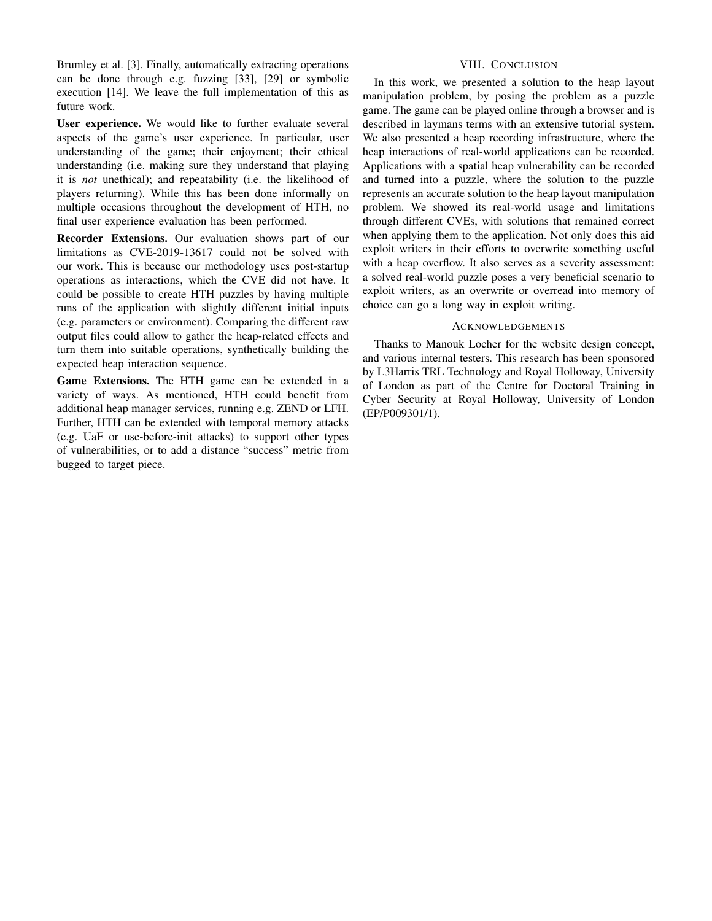Brumley et al. [3]. Finally, automatically extracting operations can be done through e.g. fuzzing [33], [29] or symbolic execution [14]. We leave the full implementation of this as future work.

**User experience.** We would like to further evaluate several aspects of the game's user experience. In particular, user understanding of the game; their enjoyment; their ethical understanding (i.e. making sure they understand that playing it is *not* unethical); and repeatability (i.e. the likelihood of players returning). While this has been done informally on multiple occasions throughout the development of HTH, no final user experience evaluation has been performed.

**Recorder Extensions.** Our evaluation shows part of our limitations as CVE-2019-13617 could not be solved with our work. This is because our methodology uses post-startup operations as interactions, which the CVE did not have. It could be possible to create HTH puzzles by having multiple runs of the application with slightly different initial inputs (e.g. parameters or environment). Comparing the different raw output files could allow to gather the heap-related effects and turn them into suitable operations, synthetically building the expected heap interaction sequence.

**Game Extensions.** The HTH game can be extended in a variety of ways. As mentioned, HTH could benefit from additional heap manager services, running e.g. ZEND or LFH. Further, HTH can be extended with temporal memory attacks (e.g. UaF or use-before-init attacks) to support other types of vulnerabilities, or to add a distance "success" metric from bugged to target piece.

## VIII. Conclusion

In this work, we presented a solution to the heap layout manipulation problem, by posing the problem as a puzzle game. The game can be played online through a browser and is described in laymans terms with an extensive tutorial system. We also presented a heap recording infrastructure, where the heap interactions of real-world applications can be recorded. Applications with a spatial heap vulnerability can be recorded and turned into a puzzle, where the solution to the puzzle represents an accurate solution to the heap layout manipulation problem. We showed its real-world usage and limitations through different CVEs, with solutions that remained correct when applying them to the application. Not only does this aid exploit writers in their efforts to overwrite something useful with a heap overflow. It also serves as a severity assessment: a solved real-world puzzle poses a very beneficial scenario to exploit writers, as an overwrite or overread into memory of choice can go a long way in exploit writing.

## Acknowledgements

Thanks to Manouk Locher for the website design concept, and various internal testers. This research has been sponsored by L3Harris TRL Technology and Royal Holloway, University of London as part of the Centre for Doctoral Training in Cyber Security at Royal Holloway, University of London (EP/P009301/1).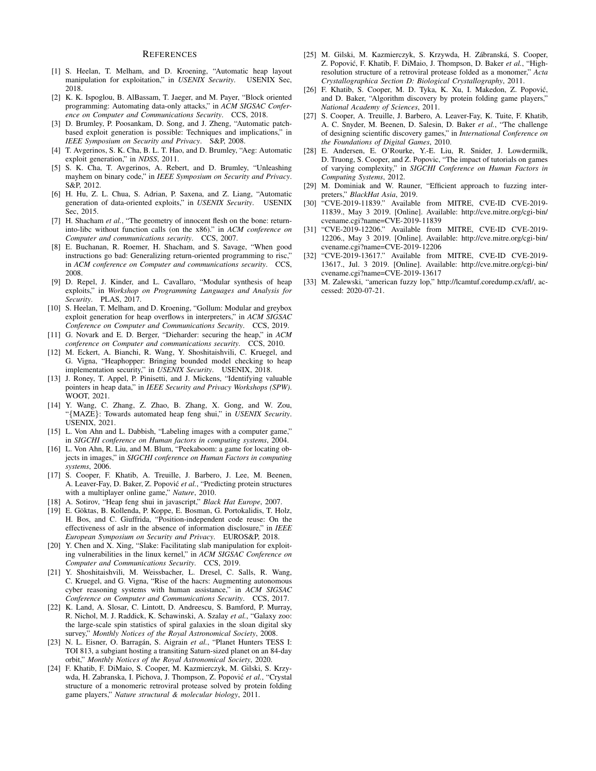## References

[1] S. Heelan, T. Melham, and D. Kroening, "Automatic heap layout manipulation for exploitation," in *USENIX Security*. USENIX Sec, 2018.

[2] K. K. Ispoglou, B. AlBassam, T. Jaeger, and M. Payer, "Block oriented programming: Automating data-only attacks," in *ACM SIGSAC Conference on Computer and Communications Security*. CCS, 2018.

[3] D. Brumley, P. Poosankam, D. Song, and J. Zheng, "Automatic patch-based exploit generation is possible: Techniques and implications," in *IEEE Symposium on Security and Privacy*. S&P, 2008.

[4] T. Avgerinos, S. K. Cha, B. L. T. Hao, and D. Brumley, "Aeg: Automatic exploit generation," in *NDSS*, 2011.

[5] S. K. Cha, T. Avgerinos, A. Rebert, and D. Brumley, "Unleashing mayhem on binary code," in *IEEE Symposium on Security and Privacy*. S&P, 2012.

[6] H. Hu, Z. L. Chua, S. Adrian, P. Saxena, and Z. Liang, "Automatic generation of data-oriented exploits," in *USENIX Security*. USENIX Sec, 2015.

[7] H. Shacham *et al.*, "The geometry of innocent flesh on the bone: return-into-libc without function calls (on the x86)." in *ACM conference on Computer and communications security*. CCS, 2007.

[8] E. Buchanan, R. Roemer, H. Shacham, and S. Savage, "When good instructions go bad: Generalizing return-oriented programming to risc," in *ACM conference on Computer and communications security*. CCS, 2008.

[9] D. Repel, J. Kinder, and L. Cavallaro, "Modular synthesis of heap exploits," in *Workshop on Programming Languages and Analysis for Security*. PLAS, 2017.

[10] S. Heelan, T. Melham, and D. Kroening, "Gollum: Modular and greybox exploit generation for heap overflows in interpreters," in *ACM SIGSAC Conference on Computer and Communications Security*. CCS, 2019.

[11] G. Novark and E. D. Berger, "Dieharder: securing the heap," in *ACM conference on Computer and communications security*. CCS, 2010.

[12] M. Eckert, A. Bianchi, R. Wang, Y. Shoshitaishvili, C. Kruegel, and G. Vigna, "Heaphopper: Bringing bounded model checking to heap implementation security," in *USENIX Security*. USENIX, 2018.

[13] J. Roney, T. Appel, P. Pinisetti, and J. Mickens, "Identifying valuable pointers in heap data," in *IEEE Security and Privacy Workshops (SPW)*. WOOT, 2021.

[14] Y. Wang, C. Zhang, Z. Zhao, B. Zhang, X. Gong, and W. Zou, "{MAZE}: Towards automated heap feng shui," in *USENIX Security*. USENIX, 2021.

[15] L. Von Ahn and L. Dabbish, "Labeling images with a computer game," in *SIGCHI conference on Human factors in computing systems*, 2004.

[16] L. Von Ahn, R. Liu, and M. Blum, "Peekaboom: a game for locating objects in images," in *SIGCHI conference on Human Factors in computing systems*, 2006.

[17] S. Cooper, F. Khatib, A. Treuille, J. Barbero, J. Lee, M. Beenen, A. Leaver-Fay, D. Baker, Z. Popović *et al.*, "Predicting protein structures with a multiplayer online game," *Nature*, 2010.

[18] A. Sotirov, "Heap feng shui in javascript," *Black Hat Europe*, 2007.

[19] E. Göktas, B. Kollenda, P. Koppe, E. Bosman, G. Portokalidis, T. Holz, H. Bos, and C. Giuffrida, "Position-independent code reuse: On the effectiveness of aslr in the absence of information disclosure," in *IEEE European Symposium on Security and Privacy*. EUROS&P, 2018.

[20] Y. Chen and X. Xing, "Slake: Facilitating slab manipulation for exploiting vulnerabilities in the linux kernel," in *ACM SIGSAC Conference on Computer and Communications Security*. CCS, 2019.

[21] Y. Shoshitaishvili, M. Weissbacher, L. Dresel, C. Salls, R. Wang, C. Kruegel, and G. Vigna, "Rise of the hacrs: Augmenting autonomous cyber reasoning systems with human assistance," in *ACM SIGSAC Conference on Computer and Communications Security*. CCS, 2017.

[22] K. Land, A. Slosar, C. Lintott, D. Andreescu, S. Bamford, P. Murray, R. Nichol, M. J. Raddick, K. Schawinski, A. Szalay *et al.*, "Galaxy zoo: the large-scale spin statistics of spiral galaxies in the sloan digital sky survey," *Monthly Notices of the Royal Astronomical Society*, 2008.

[23] N. L. Eisner, O. Barragán, S. Aigrain *et al.*, "Planet Hunters TESS I: TOI 813, a subgiant hosting a transiting Saturn-sized planet on an 84-day orbit," *Monthly Notices of the Royal Astronomical Society*, 2020.

[24] F. Khatib, F. DiMaio, S. Cooper, M. Kazmierczyk, M. Gilski, S. Krzywda, H. Zabranska, I. Pichova, J. Thompson, Z. Popović *et al.*, "Crystal structure of a monomeric retroviral protease solved by protein folding game players," *Nature structural & molecular biology*, 2011.

[25] M. Gilski, M. Kazmierczyk, S. Krzywda, H. Zábranská, S. Cooper, Z. Popović, F. Khatib, F. DiMaio, J. Thompson, D. Baker *et al.*, "High-resolution structure of a retroviral protease folded as a monomer," *Acta Crystallographica Section D: Biological Crystallography*, 2011.

[26] F. Khatib, S. Cooper, M. D. Tyka, K. Xu, I. Makedon, Z. Popović, and D. Baker, "Algorithm discovery by protein folding game players," *National Academy of Sciences*, 2011.

[27] S. Cooper, A. Treuille, J. Barbero, A. Leaver-Fay, K. Tuite, F. Khatib, A. C. Snyder, M. Beenen, D. Salesin, D. Baker *et al.*, "The challenge of designing scientific discovery games," in *International Conference on the Foundations of Digital Games*, 2010.

[28] E. Andersen, E. O'Rourke, Y.-E. Liu, R. Snider, J. Lowdermilk, D. Truong, S. Cooper, and Z. Popovic, "The impact of tutorials on games of varying complexity," in *SIGCHI Conference on Human Factors in Computing Systems*, 2012.

[29] M. Dominiak and W. Rauner, "Efficient approach to fuzzing interpreters," *BlackHat Asia*, 2019.

[30] "CVE-2019-11839." Available from MITRE, CVE-ID CVE-2019-11839., May 3 2019. [Online]. Available: http://cve.mitre.org/cgi-bin/cvename.cgi?name=CVE-2019-11839

[31] "CVE-2019-12206." Available from MITRE, CVE-ID CVE-2019-12206., May 3 2019. [Online]. Available: http://cve.mitre.org/cgi-bin/cvename.cgi?name=CVE-2019-12206

[32] "CVE-2019-13617." Available from MITRE, CVE-ID CVE-2019-13617., Jul. 3 2019. [Online]. Available: http://cve.mitre.org/cgi-bin/cvename.cgi?name=CVE-2019-13617

[33] M. Zalewski, "american fuzzy lop," http://lcamtuf.coredump.cx/afl/, accessed: 2020-07-21.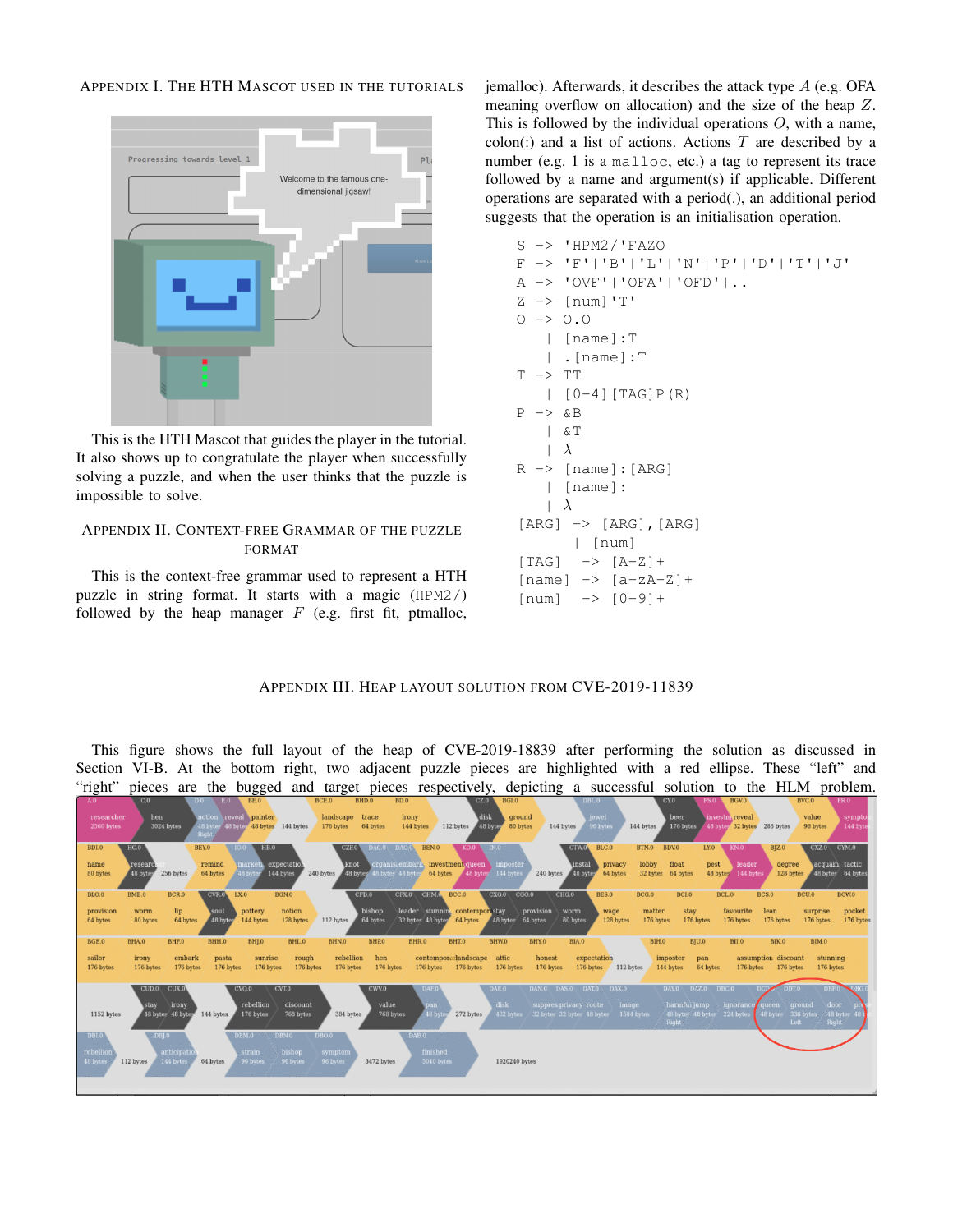## Appendix I. The HTH Mascot used in the tutorials

This is the HTH Mascot that guides the player in the tutorial. It also shows up to congratulate the player when successfully solving a puzzle, and when the user thinks that the puzzle is impossible to solve.

## Appendix II. Context-free grammar of the puzzle format

This is the context-free grammar used to represent a HTH puzzle in string format. It starts with a magic (HPM2/) followed by the heap manager $F$ (e.g. first fit, ptmalloc, jemalloc). Afterwards, it describes the attack type $A$ (e.g. OFA meaning overflow on allocation) and the size of the heap $Z$. This is followed by the individual operations $O$, with a name, colon(:) and a list of actions. Actions $T$ are described by a number (e.g. 1 is a `malloc`, etc.) a tag to represent its trace followed by a name and argument(s) if applicable. Different operations are separated with a period(.), an additional period suggests that the operation is an initialisation operation.

```
S  -> 'HPM2/'FAZO
F  -> 'F'|'B'|'L'|'N'|'P'|'D'|'T'|'J'
A  -> 'OVF'|'OFA'|'OFD'|..
Z  -> [num]'T'
O  -> O.O
    | [name]:T
    | .[name]:T
T  -> TT
    | [0-4][TAG]P(R)
P  -> &B
    | &T
    | λ
R  -> [name]:[ARG]
    | [name]:
    | λ
[ARG]  -> [ARG],[ARG]
        | [num]
[TAG]  -> [A-Z]+
[name] -> [a-zA-Z]+
[num]  -> [0-9]+
```

## Appendix III. Heap layout solution from CVE-2019-11839

This figure shows the full layout of the heap of CVE-2019-18839 after performing the solution as discussed in Section VI-B. At the bottom right, two adjacent puzzle pieces are highlighted with a red ellipse. These “left” and “right” pieces are the bugged and target pieces respectively, depicting a successful solution to the HLM problem.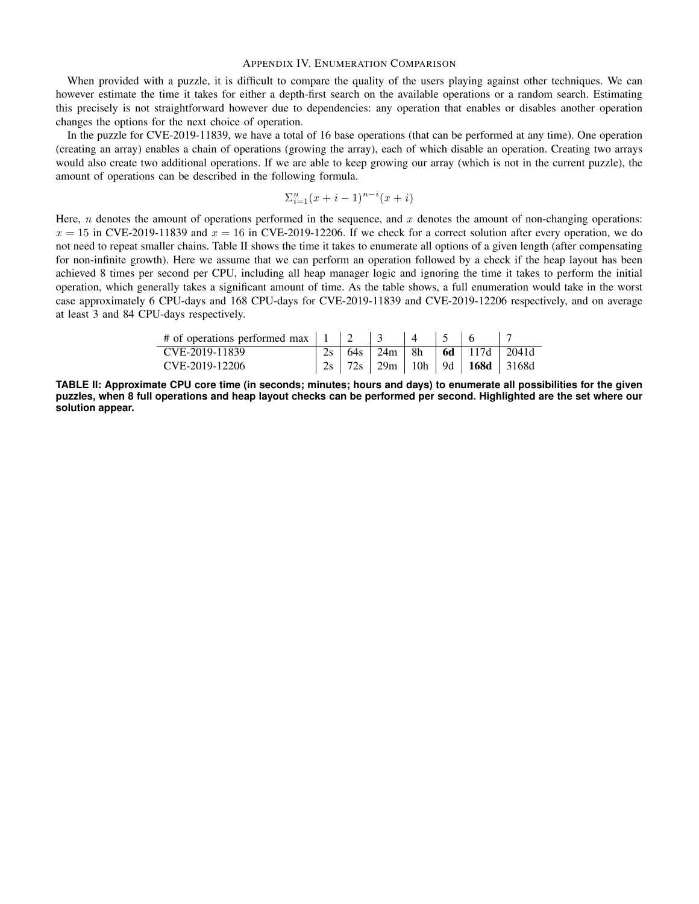## Appendix IV. Enumeration Comparison

When provided with a puzzle, it is difficult to compare the quality of the users playing against other techniques. We can however estimate the time it takes for either a depth-first search on the available operations or a random search. Estimating this precisely is not straightforward however due to dependencies: any operation that enables or disables another operation changes the options for the next choice of operation.

In the puzzle for CVE-2019-11839, we have a total of 16 base operations (that can be performed at any time). One operation (creating an array) enables a chain of operations (growing the array), each of which disable an operation. Creating two arrays would also create two additional operations. If we are able to keep growing our array (which is not in the current puzzle), the amount of operations can be described in the following formula.

$$\Sigma_{i=1}^{n}(x+i-1)^{n-i}(x+i)$$

Here, $n$ denotes the amount of operations performed in the sequence, and $x$ denotes the amount of non-changing operations: $x = 15$ in CVE-2019-11839 and $x = 16$ in CVE-2019-12206. If we check for a correct solution after every operation, we do not need to repeat smaller chains. Table II shows the time it takes to enumerate all options of a given length (after compensating for non-infinite growth). Here we assume that we can perform an operation followed by a check if the heap layout has been achieved 8 times per second per CPU, including all heap manager logic and ignoring the time it takes to perform the initial operation, which generally takes a significant amount of time. As the table shows, a full enumeration would take in the worst case approximately 6 CPU-days and 168 CPU-days for CVE-2019-11839 and CVE-2019-12206 respectively, and on average at least 3 and 84 CPU-days respectively.

| # of operations performed max | 1 | 2 | 3 | 4 | 5 | 6 | 7 |
|---|---|---|---|---|---|---|---|
| CVE-2019-11839 | 2s | 64s | 24m | 8h | **6d** | 117d | 2041d |
| CVE-2019-12206 | 2s | 72s | 29m | 10h | 9d | **168d** | 3168d |

**TABLE II: Approximate CPU core time (in seconds; minutes; hours and days) to enumerate all possibilities for the given puzzles, when 8 full operations and heap layout checks can be performed per second. Highlighted are the set where our solution appear.**